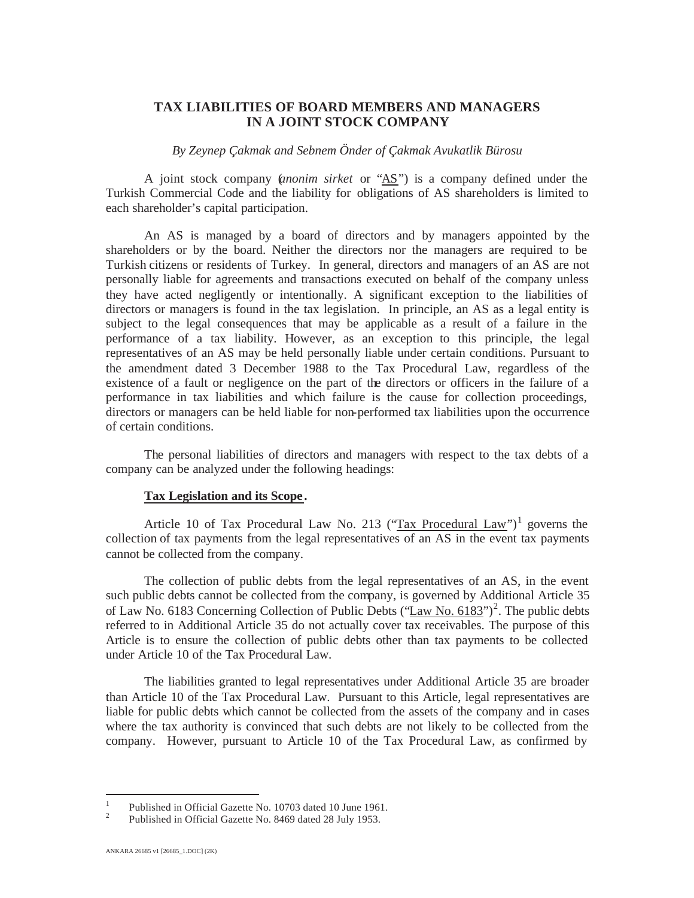# TAX LIABILITIES OF BOARD MEMBERS AND MANAGERS IN A JOINT STOCK COMPANY

*By Zeynep Çakmak and Sebnem Önder of Çakmak Avukatlik Bürosu*

A joint stock company (*anonim sirket* or "AS") is a company defined under the Turkish Commercial Code and the liability for obligations of AS shareholders is limited to each shareholder's capital participation.

An AS is managed by a board of directors and by managers appointed by the shareholders or by the board. Neither the directors nor the managers are required to be Turkish citizens or residents of Turkey. In general, directors and managers of an AS are not personally liable for agreements and transactions executed on behalf of the company unless they have acted negligently or intentionally. A significant exception to the liabilities of directors or managers is found in the tax legislation. In principle, an AS as a legal entity is subject to the legal consequences that may be applicable as a result of a failure in the performance of a tax liability. However, as an exception to this principle, the legal representatives of an AS may be held personally liable under certain conditions. Pursuant to the amendment dated 3 December 1988 to the Tax Procedural Law, regardless of the existence of a fault or negligence on the part of the directors or officers in the failure of a performance in tax liabilities and which failure is the cause for collection proceedings, directors or managers can be held liable for non-performed tax liabilities upon the occurrence of certain conditions.

The personal liabilities of directors and managers with respect to the tax debts of a company can be analyzed under the following headings:

**Tax Legislation and its Scope.**

Article 10 of Tax Procedural Law No. 213 ("Tax Procedural Law")[1] governs the collection of tax payments from the legal representatives of an AS in the event tax payments cannot be collected from the company.

The collection of public debts from the legal representatives of an AS, in the event such public debts cannot be collected from the company, is governed by Additional Article 35 of Law No. 6183 Concerning Collection of Public Debts ("Law No. 6183")[2]. The public debts referred to in Additional Article 35 do not actually cover tax receivables. The purpose of this Article is to ensure the collection of public debts other than tax payments to be collected under Article 10 of the Tax Procedural Law.

The liabilities granted to legal representatives under Additional Article 35 are broader than Article 10 of the Tax Procedural Law. Pursuant to this Article, legal representatives are liable for public debts which cannot be collected from the assets of the company and in cases where the tax authority is convinced that such debts are not likely to be collected from the company. However, pursuant to Article 10 of the Tax Procedural Law, as confirmed by

---

[1] Published in Official Gazette No. 10703 dated 10 June 1961.

[2] Published in Official Gazette No. 8469 dated 28 July 1953.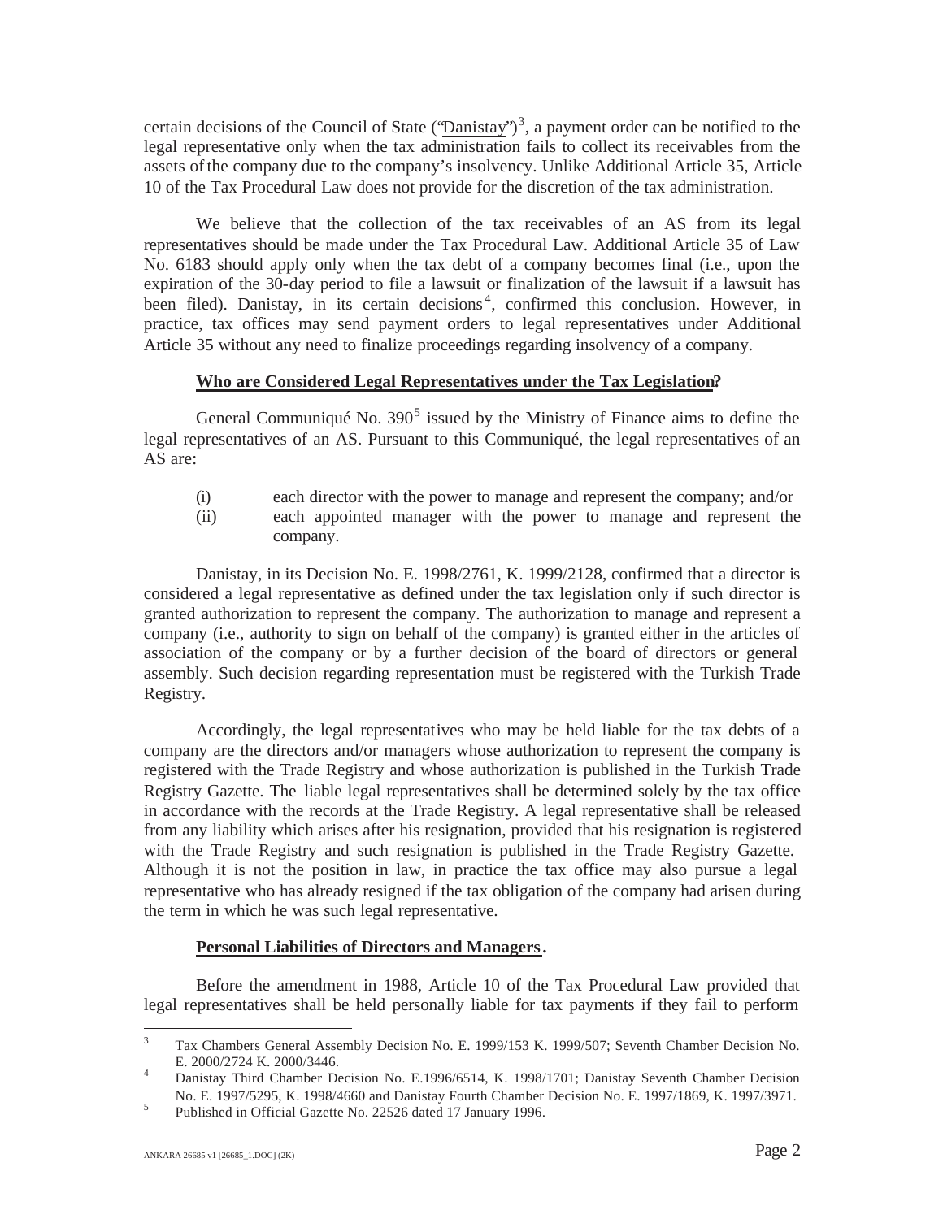certain decisions of the Council of State ("Danistay")[3], a payment order can be notified to the legal representative only when the tax administration fails to collect its receivables from the assets of the company due to the company's insolvency. Unlike Additional Article 35, Article 10 of the Tax Procedural Law does not provide for the discretion of the tax administration.

We believe that the collection of the tax receivables of an AS from its legal representatives should be made under the Tax Procedural Law. Additional Article 35 of Law No. 6183 should apply only when the tax debt of a company becomes final (i.e., upon the expiration of the 30-day period to file a lawsuit or finalization of the lawsuit if a lawsuit has been filed). Danistay, in its certain decisions[4], confirmed this conclusion. However, in practice, tax offices may send payment orders to legal representatives under Additional Article 35 without any need to finalize proceedings regarding insolvency of a company.

**Who are Considered Legal Representatives under the Tax Legislation?**

General Communiqué No. 390[5] issued by the Ministry of Finance aims to define the legal representatives of an AS. Pursuant to this Communiqué, the legal representatives of an AS are:

(i) each director with the power to manage and represent the company; and/or

(ii) each appointed manager with the power to manage and represent the company.

Danistay, in its Decision No. E. 1998/2761, K. 1999/2128, confirmed that a director is considered a legal representative as defined under the tax legislation only if such director is granted authorization to represent the company. The authorization to manage and represent a company (i.e., authority to sign on behalf of the company) is granted either in the articles of association of the company or by a further decision of the board of directors or general assembly. Such decision regarding representation must be registered with the Turkish Trade Registry.

Accordingly, the legal representatives who may be held liable for the tax debts of a company are the directors and/or managers whose authorization to represent the company is registered with the Trade Registry and whose authorization is published in the Turkish Trade Registry Gazette. The liable legal representatives shall be determined solely by the tax office in accordance with the records at the Trade Registry. A legal representative shall be released from any liability which arises after his resignation, provided that his resignation is registered with the Trade Registry and such resignation is published in the Trade Registry Gazette. Although it is not the position in law, in practice the tax office may also pursue a legal representative who has already resigned if the tax obligation of the company had arisen during the term in which he was such legal representative.

**Personal Liabilities of Directors and Managers.**

Before the amendment in 1988, Article 10 of the Tax Procedural Law provided that legal representatives shall be held personally liable for tax payments if they fail to perform

[3] Tax Chambers General Assembly Decision No. E. 1999/153 K. 1999/507; Seventh Chamber Decision No. E. 2000/2724 K. 2000/3446.

[4] Danistay Third Chamber Decision No. E.1996/6514, K. 1998/1701; Danistay Seventh Chamber Decision No. E. 1997/5295, K. 1998/4660 and Danistay Fourth Chamber Decision No. E. 1997/1869, K. 1997/3971.

[5] Published in Official Gazette No. 22526 dated 17 January 1996.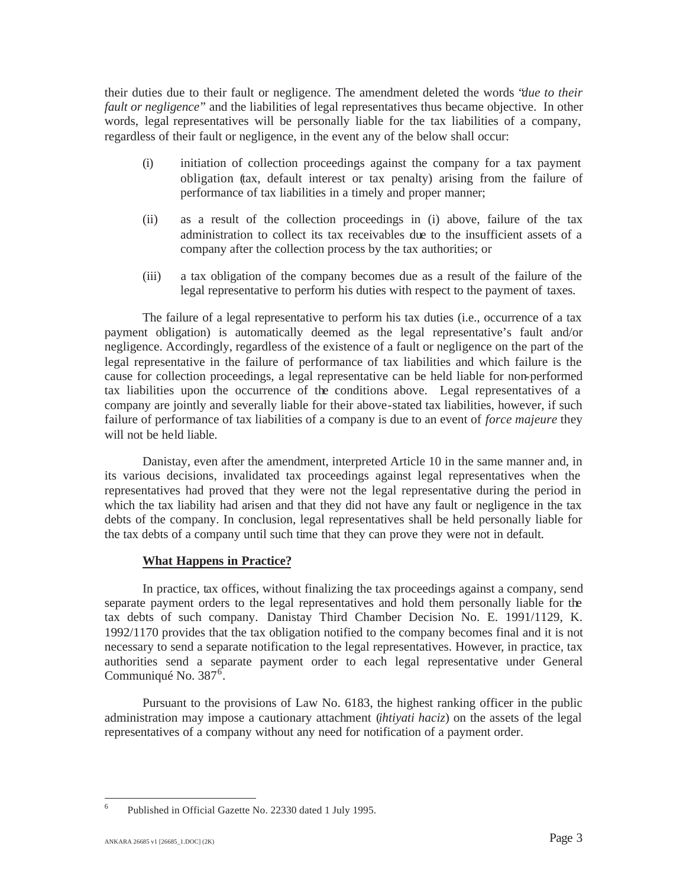their duties due to their fault or negligence. The amendment deleted the words "*due to their fault or negligence*" and the liabilities of legal representatives thus became objective. In other words, legal representatives will be personally liable for the tax liabilities of a company, regardless of their fault or negligence, in the event any of the below shall occur:

(i) initiation of collection proceedings against the company for a tax payment obligation (tax, default interest or tax penalty) arising from the failure of performance of tax liabilities in a timely and proper manner;

(ii) as a result of the collection proceedings in (i) above, failure of the tax administration to collect its tax receivables due to the insufficient assets of a company after the collection process by the tax authorities; or

(iii) a tax obligation of the company becomes due as a result of the failure of the legal representative to perform his duties with respect to the payment of taxes.

The failure of a legal representative to perform his tax duties (i.e., occurrence of a tax payment obligation) is automatically deemed as the legal representative's fault and/or negligence. Accordingly, regardless of the existence of a fault or negligence on the part of the legal representative in the failure of performance of tax liabilities and which failure is the cause for collection proceedings, a legal representative can be held liable for non-performed tax liabilities upon the occurrence of the conditions above. Legal representatives of a company are jointly and severally liable for their above-stated tax liabilities, however, if such failure of performance of tax liabilities of a company is due to an event of *force majeure* they will not be held liable.

Danistay, even after the amendment, interpreted Article 10 in the same manner and, in its various decisions, invalidated tax proceedings against legal representatives when the representatives had proved that they were not the legal representative during the period in which the tax liability had arisen and that they did not have any fault or negligence in the tax debts of the company. In conclusion, legal representatives shall be held personally liable for the tax debts of a company until such time that they can prove they were not in default.

**<u>What Happens in Practice?</u>**

In practice, tax offices, without finalizing the tax proceedings against a company, send separate payment orders to the legal representatives and hold them personally liable for the tax debts of such company. Danistay Third Chamber Decision No. E. 1991/1129, K. 1992/1170 provides that the tax obligation notified to the company becomes final and it is not necessary to send a separate notification to the legal representatives. However, in practice, tax authorities send a separate payment order to each legal representative under General Communiqué No. 387[6].

Pursuant to the provisions of Law No. 6183, the highest ranking officer in the public administration may impose a cautionary attachment (*ihtiyati haciz*) on the assets of the legal representatives of a company without any need for notification of a payment order.

[6] Published in Official Gazette No. 22330 dated 1 July 1995.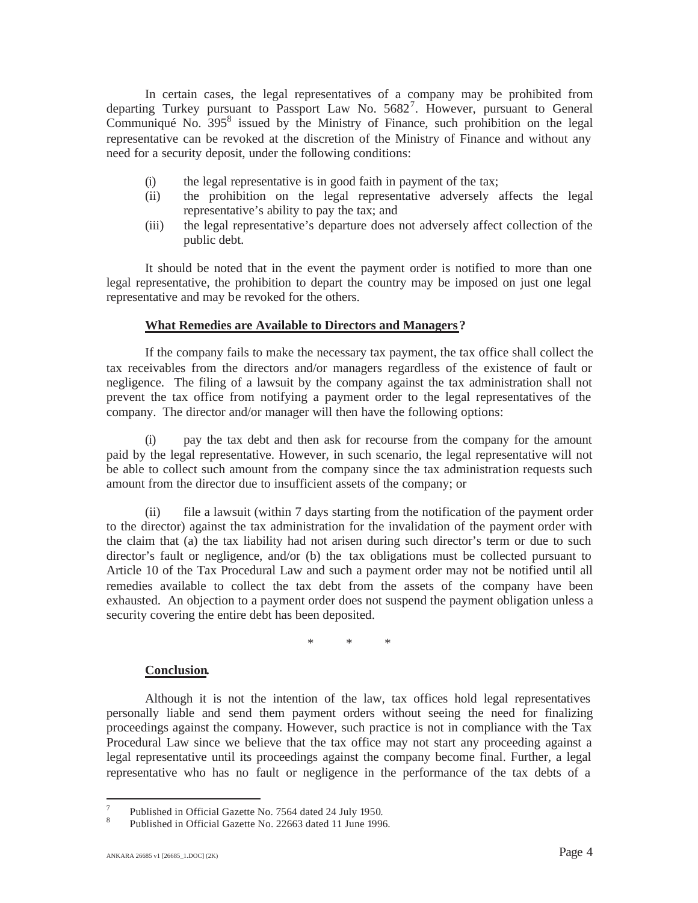In certain cases, the legal representatives of a company may be prohibited from departing Turkey pursuant to Passport Law No. 5682[7]. However, pursuant to General Communiqué No. 395[8] issued by the Ministry of Finance, such prohibition on the legal representative can be revoked at the discretion of the Ministry of Finance and without any need for a security deposit, under the following conditions:

(i) the legal representative is in good faith in payment of the tax;
(ii) the prohibition on the legal representative adversely affects the legal representative's ability to pay the tax; and
(iii) the legal representative's departure does not adversely affect collection of the public debt.

It should be noted that in the event the payment order is notified to more than one legal representative, the prohibition to depart the country may be imposed on just one legal representative and may be revoked for the others.

**<u>What Remedies are Available to Directors and Managers</u>?**

If the company fails to make the necessary tax payment, the tax office shall collect the tax receivables from the directors and/or managers regardless of the existence of fault or negligence. The filing of a lawsuit by the company against the tax administration shall not prevent the tax office from notifying a payment order to the legal representatives of the company. The director and/or manager will then have the following options:

(i) pay the tax debt and then ask for recourse from the company for the amount paid by the legal representative. However, in such scenario, the legal representative will not be able to collect such amount from the company since the tax administration requests such amount from the director due to insufficient assets of the company; or

(ii) file a lawsuit (within 7 days starting from the notification of the payment order to the director) against the tax administration for the invalidation of the payment order with the claim that (a) the tax liability had not arisen during such director's term or due to such director's fault or negligence, and/or (b) the tax obligations must be collected pursuant to Article 10 of the Tax Procedural Law and such a payment order may not be notified until all remedies available to collect the tax debt from the assets of the company have been exhausted. An objection to a payment order does not suspend the payment obligation unless a security covering the entire debt has been deposited.

\* \* \*

**<u>Conclusion</u>.**

Although it is not the intention of the law, tax offices hold legal representatives personally liable and send them payment orders without seeing the need for finalizing proceedings against the company. However, such practice is not in compliance with the Tax Procedural Law since we believe that the tax office may not start any proceeding against a legal representative until its proceedings against the company become final. Further, a legal representative who has no fault or negligence in the performance of the tax debts of a

---

[7] Published in Official Gazette No. 7564 dated 24 July 1950.

[8] Published in Official Gazette No. 22663 dated 11 June 1996.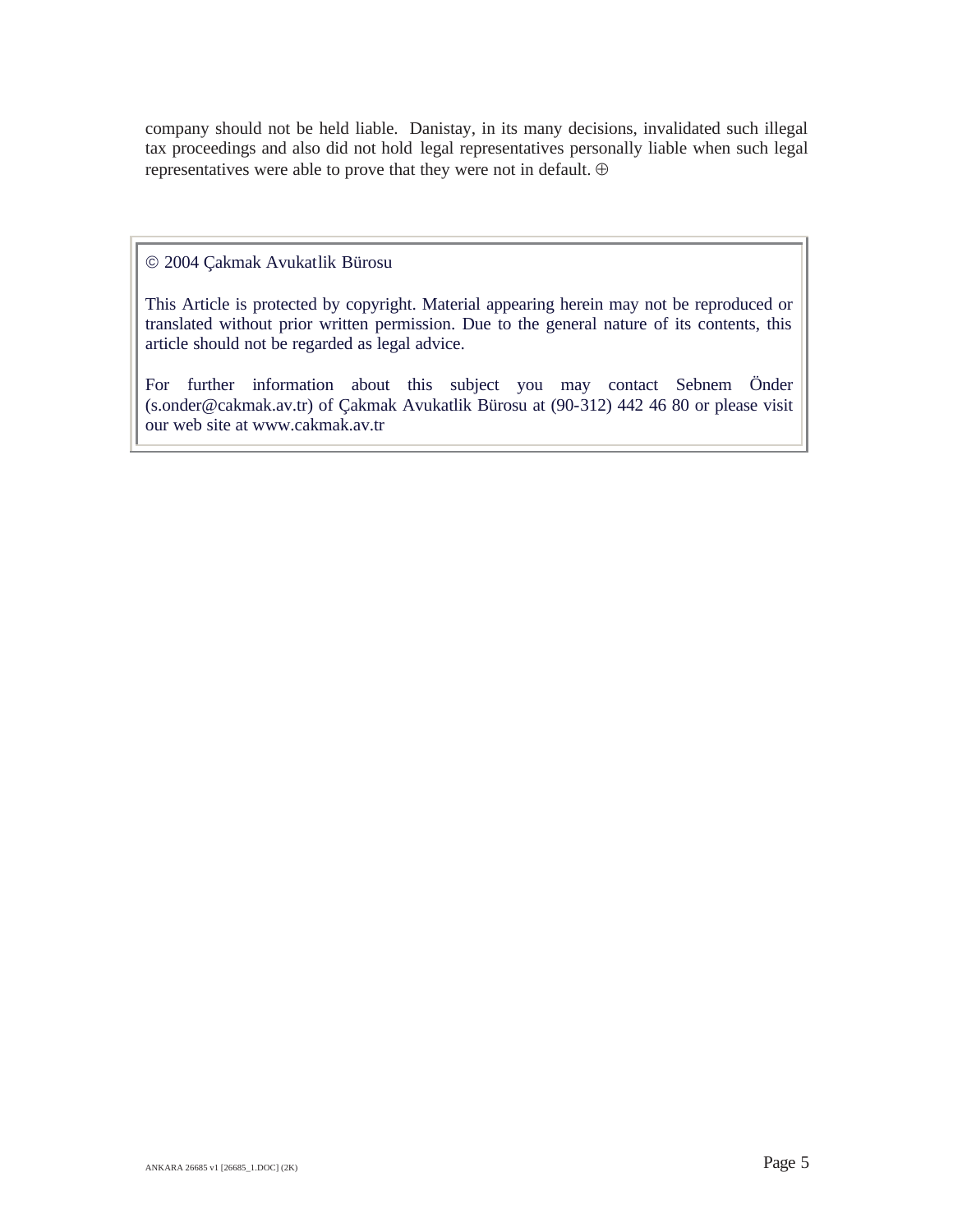company should not be held liable. Danistay, in its many decisions, invalidated such illegal tax proceedings and also did not hold legal representatives personally liable when such legal representatives were able to prove that they were not in default. ⊕

© 2004 Çakmak Avukatlik Bürosu

This Article is protected by copyright. Material appearing herein may not be reproduced or translated without prior written permission. Due to the general nature of its contents, this article should not be regarded as legal advice.

For further information about this subject you may contact Sebnem Önder (s.onder@cakmak.av.tr) of Çakmak Avukatlik Bürosu at (90-312) 442 46 80 or please visit our web site at www.cakmak.av.tr